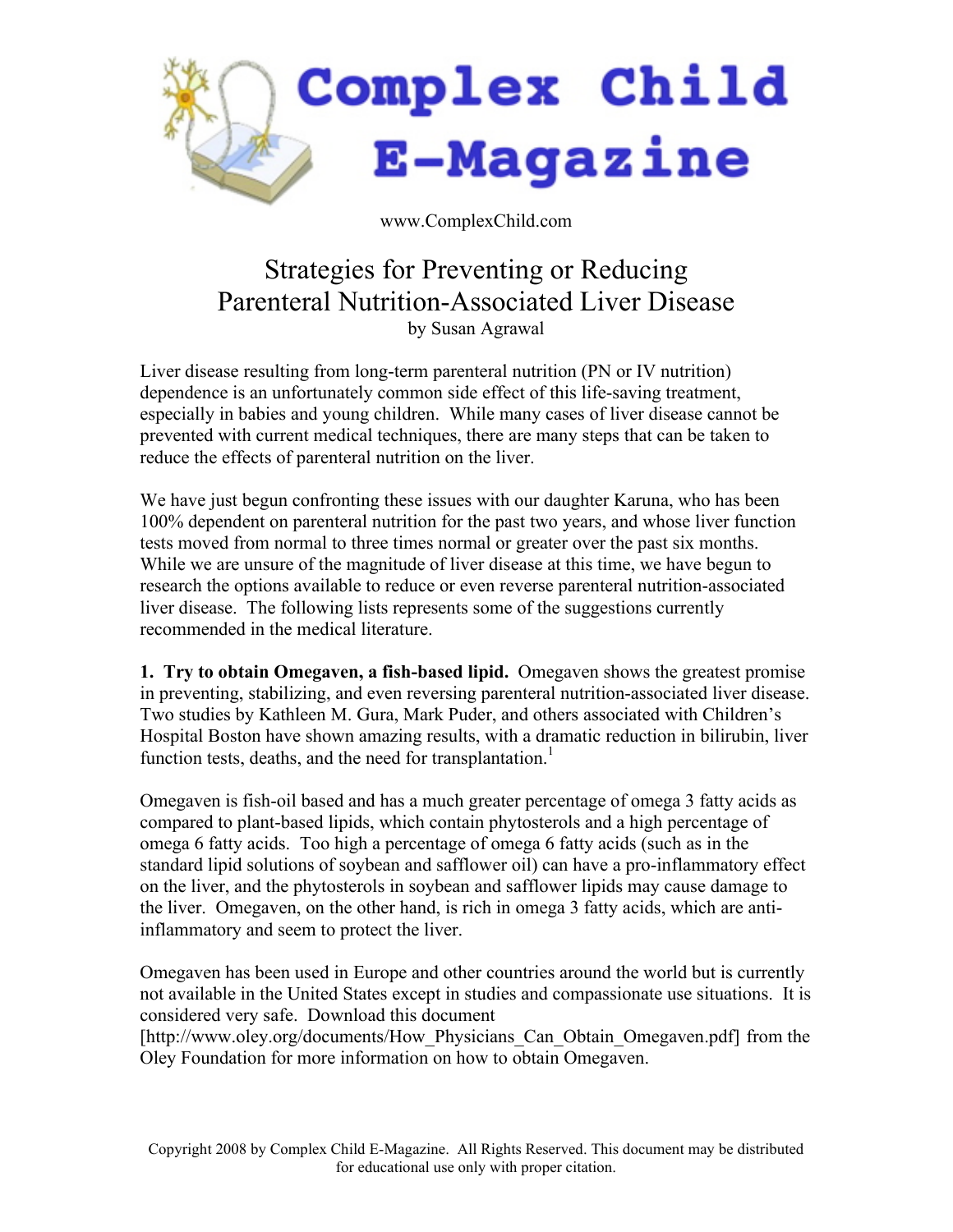# Complex Child E-Magazine

www.ComplexChild.com

## Strategies for Preventing or Reducing Parenteral Nutrition-Associated Liver Disease

by Susan Agrawal

Liver disease resulting from long-term parenteral nutrition (PN or IV nutrition) dependence is an unfortunately common side effect of this life-saving treatment, especially in babies and young children. While many cases of liver disease cannot be prevented with current medical techniques, there are many steps that can be taken to reduce the effects of parenteral nutrition on the liver.

We have just begun confronting these issues with our daughter Karuna, who has been 100% dependent on parenteral nutrition for the past two years, and whose liver function tests moved from normal to three times normal or greater over the past six months. While we are unsure of the magnitude of liver disease at this time, we have begun to research the options available to reduce or even reverse parenteral nutrition-associated liver disease. The following lists represents some of the suggestions currently recommended in the medical literature.

**1. Try to obtain Omegaven, a fish-based lipid.** Omegaven shows the greatest promise in preventing, stabilizing, and even reversing parenteral nutrition-associated liver disease. Two studies by Kathleen M. Gura, Mark Puder, and others associated with Children's Hospital Boston have shown amazing results, with a dramatic reduction in bilirubin, liver function tests, deaths, and the need for transplantation.[1]

Omegaven is fish-oil based and has a much greater percentage of omega 3 fatty acids as compared to plant-based lipids, which contain phytosterols and a high percentage of omega 6 fatty acids. Too high a percentage of omega 6 fatty acids (such as in the standard lipid solutions of soybean and safflower oil) can have a pro-inflammatory effect on the liver, and the phytosterols in soybean and safflower lipids may cause damage to the liver. Omegaven, on the other hand, is rich in omega 3 fatty acids, which are anti-inflammatory and seem to protect the liver.

Omegaven has been used in Europe and other countries around the world but is currently not available in the United States except in studies and compassionate use situations. It is considered very safe. Download this document [http://www.oley.org/documents/How_Physicians_Can_Obtain_Omegaven.pdf] from the Oley Foundation for more information on how to obtain Omegaven.

Copyright 2008 by Complex Child E-Magazine. All Rights Reserved. This document may be distributed for educational use only with proper citation.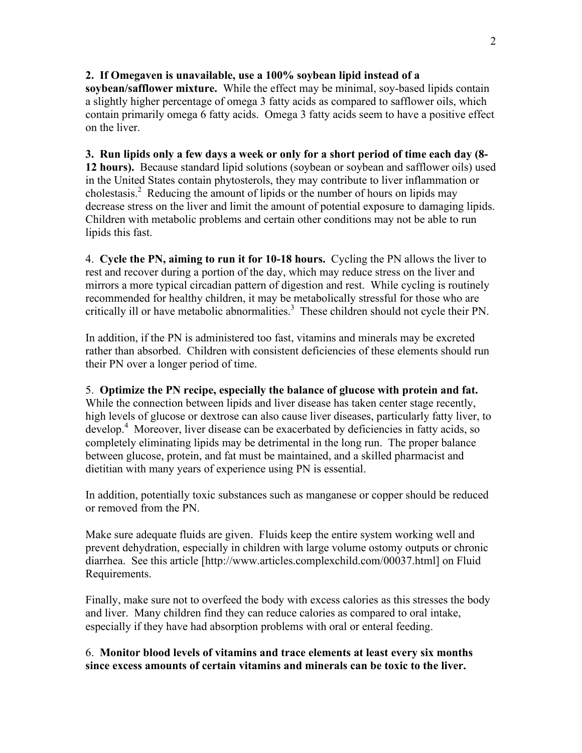**2. If Omegaven is unavailable, use a 100% soybean lipid instead of a soybean/safflower mixture.** While the effect may be minimal, soy-based lipids contain a slightly higher percentage of omega 3 fatty acids as compared to safflower oils, which contain primarily omega 6 fatty acids. Omega 3 fatty acids seem to have a positive effect on the liver.

**3. Run lipids only a few days a week or only for a short period of time each day (8-12 hours).** Because standard lipid solutions (soybean or soybean and safflower oils) used in the United States contain phytosterols, they may contribute to liver inflammation or cholestasis.[2] Reducing the amount of lipids or the number of hours on lipids may decrease stress on the liver and limit the amount of potential exposure to damaging lipids. Children with metabolic problems and certain other conditions may not be able to run lipids this fast.

4. **Cycle the PN, aiming to run it for 10-18 hours.** Cycling the PN allows the liver to rest and recover during a portion of the day, which may reduce stress on the liver and mirrors a more typical circadian pattern of digestion and rest. While cycling is routinely recommended for healthy children, it may be metabolically stressful for those who are critically ill or have metabolic abnormalities.[3] These children should not cycle their PN.

In addition, if the PN is administered too fast, vitamins and minerals may be excreted rather than absorbed. Children with consistent deficiencies of these elements should run their PN over a longer period of time.

5. **Optimize the PN recipe, especially the balance of glucose with protein and fat.** While the connection between lipids and liver disease has taken center stage recently, high levels of glucose or dextrose can also cause liver diseases, particularly fatty liver, to develop.[4] Moreover, liver disease can be exacerbated by deficiencies in fatty acids, so completely eliminating lipids may be detrimental in the long run. The proper balance between glucose, protein, and fat must be maintained, and a skilled pharmacist and dietitian with many years of experience using PN is essential.

In addition, potentially toxic substances such as manganese or copper should be reduced or removed from the PN.

Make sure adequate fluids are given. Fluids keep the entire system working well and prevent dehydration, especially in children with large volume ostomy outputs or chronic diarrhea. See this article [http://www.articles.complexchild.com/00037.html] on Fluid Requirements.

Finally, make sure not to overfeed the body with excess calories as this stresses the body and liver. Many children find they can reduce calories as compared to oral intake, especially if they have had absorption problems with oral or enteral feeding.

6. **Monitor blood levels of vitamins and trace elements at least every six months since excess amounts of certain vitamins and minerals can be toxic to the liver.**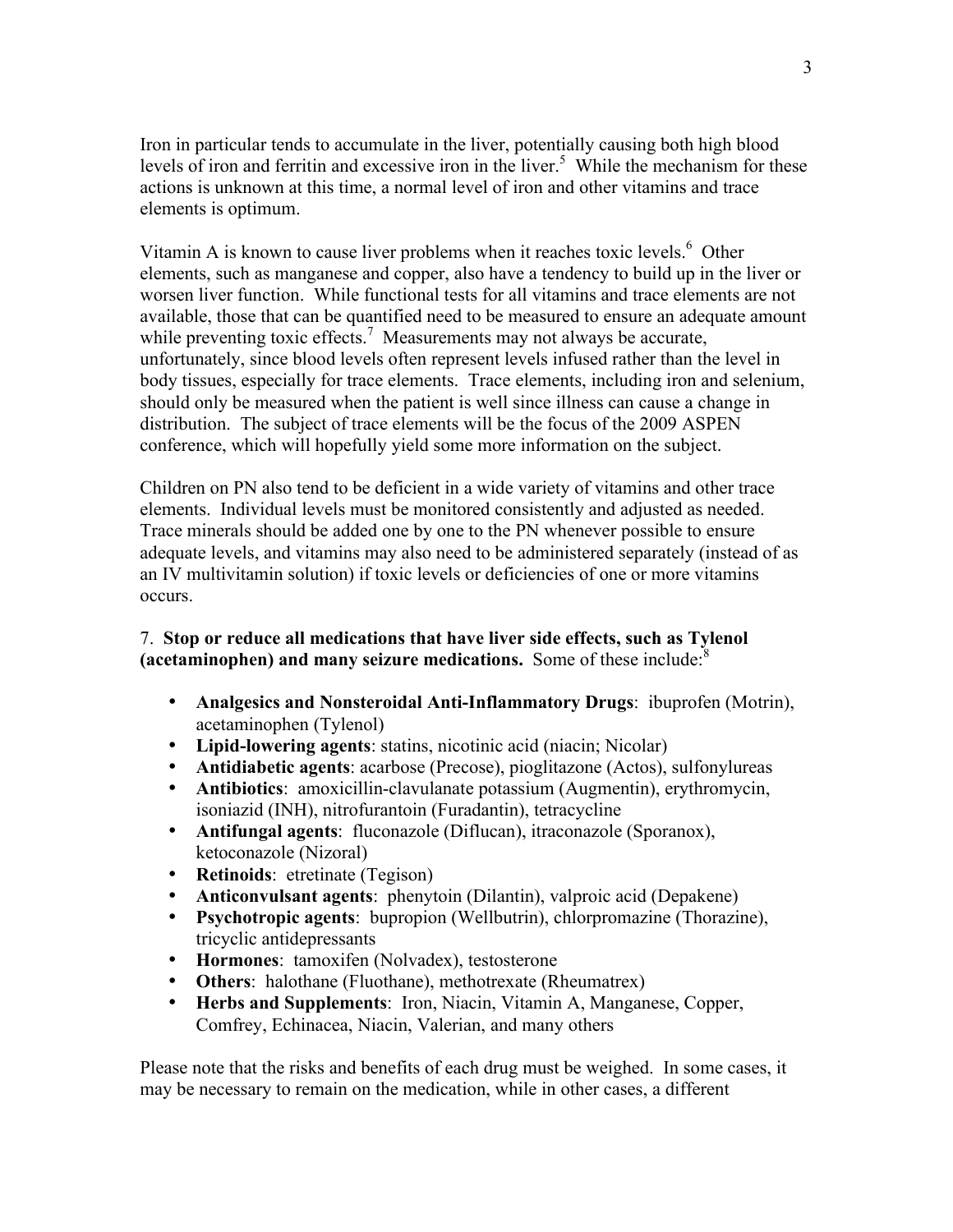Iron in particular tends to accumulate in the liver, potentially causing both high blood levels of iron and ferritin and excessive iron in the liver.[5] While the mechanism for these actions is unknown at this time, a normal level of iron and other vitamins and trace elements is optimum.

Vitamin A is known to cause liver problems when it reaches toxic levels.[6] Other elements, such as manganese and copper, also have a tendency to build up in the liver or worsen liver function. While functional tests for all vitamins and trace elements are not available, those that can be quantified need to be measured to ensure an adequate amount while preventing toxic effects.[7] Measurements may not always be accurate, unfortunately, since blood levels often represent levels infused rather than the level in body tissues, especially for trace elements. Trace elements, including iron and selenium, should only be measured when the patient is well since illness can cause a change in distribution. The subject of trace elements will be the focus of the 2009 ASPEN conference, which will hopefully yield some more information on the subject.

Children on PN also tend to be deficient in a wide variety of vitamins and other trace elements. Individual levels must be monitored consistently and adjusted as needed. Trace minerals should be added one by one to the PN whenever possible to ensure adequate levels, and vitamins may also need to be administered separately (instead of as an IV multivitamin solution) if toxic levels or deficiencies of one or more vitamins occurs.

7. **Stop or reduce all medications that have liver side effects, such as Tylenol (acetaminophen) and many seizure medications.** Some of these include:[8]

- **Analgesics and Nonsteroidal Anti-Inflammatory Drugs**: ibuprofen (Motrin), acetaminophen (Tylenol)
- **Lipid-lowering agents**: statins, nicotinic acid (niacin; Nicolar)
- **Antidiabetic agents**: acarbose (Precose), pioglitazone (Actos), sulfonylureas
- **Antibiotics**: amoxicillin-clavulanate potassium (Augmentin), erythromycin, isoniazid (INH), nitrofurantoin (Furadantin), tetracycline
- **Antifungal agents**: fluconazole (Diflucan), itraconazole (Sporanox), ketoconazole (Nizoral)
- **Retinoids**: etretinate (Tegison)
- **Anticonvulsant agents**: phenytoin (Dilantin), valproic acid (Depakene)
- **Psychotropic agents**: bupropion (Wellbutrin), chlorpromazine (Thorazine), tricyclic antidepressants
- **Hormones**: tamoxifen (Nolvadex), testosterone
- **Others**: halothane (Fluothane), methotrexate (Rheumatrex)
- **Herbs and Supplements**: Iron, Niacin, Vitamin A, Manganese, Copper, Comfrey, Echinacea, Niacin, Valerian, and many others

Please note that the risks and benefits of each drug must be weighed. In some cases, it may be necessary to remain on the medication, while in other cases, a different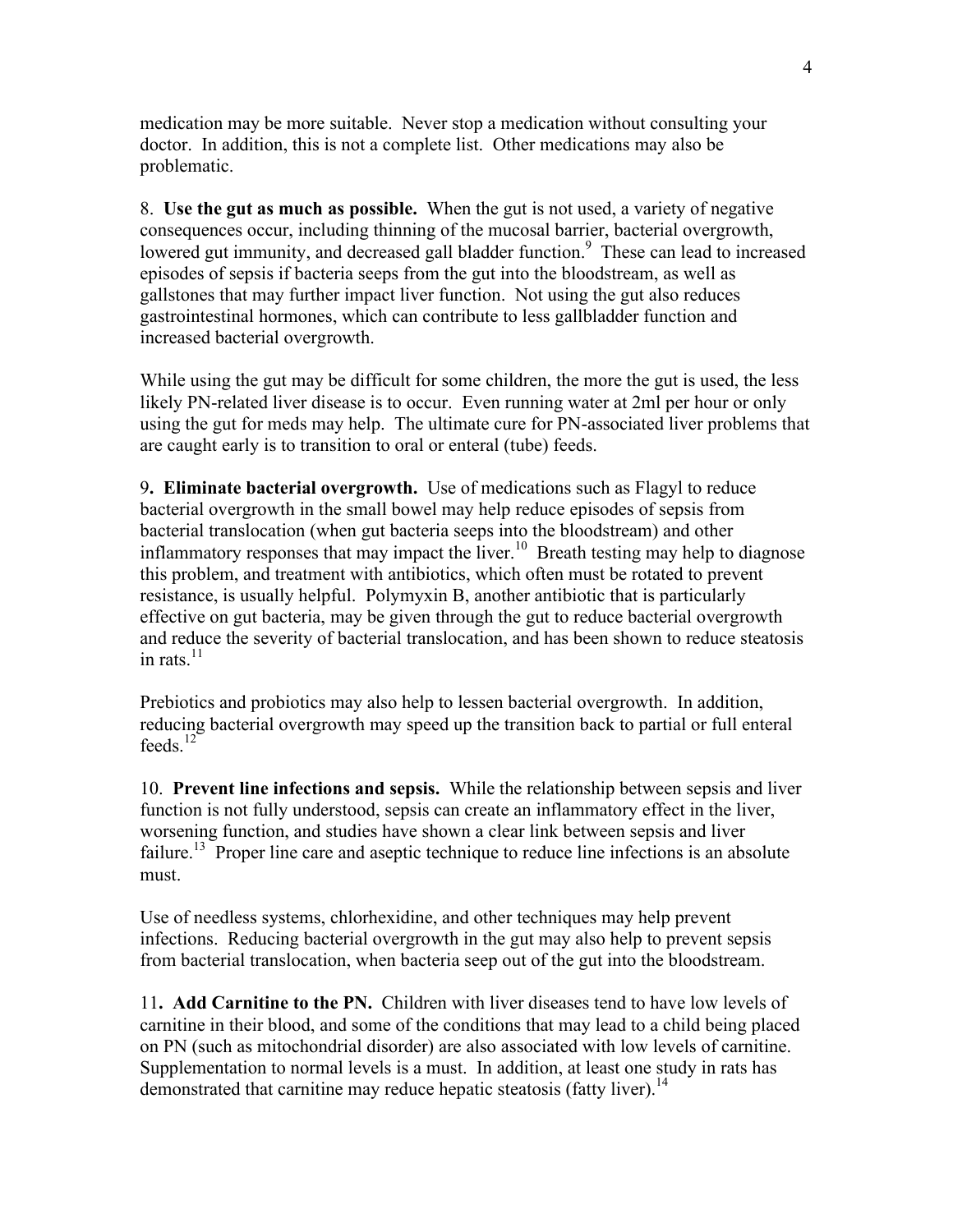medication may be more suitable. Never stop a medication without consulting your doctor. In addition, this is not a complete list. Other medications may also be problematic.

8. **Use the gut as much as possible.** When the gut is not used, a variety of negative consequences occur, including thinning of the mucosal barrier, bacterial overgrowth, lowered gut immunity, and decreased gall bladder function.[9] These can lead to increased episodes of sepsis if bacteria seeps from the gut into the bloodstream, as well as gallstones that may further impact liver function. Not using the gut also reduces gastrointestinal hormones, which can contribute to less gallbladder function and increased bacterial overgrowth.

While using the gut may be difficult for some children, the more the gut is used, the less likely PN-related liver disease is to occur. Even running water at 2ml per hour or only using the gut for meds may help. The ultimate cure for PN-associated liver problems that are caught early is to transition to oral or enteral (tube) feeds.

9**. Eliminate bacterial overgrowth.** Use of medications such as Flagyl to reduce bacterial overgrowth in the small bowel may help reduce episodes of sepsis from bacterial translocation (when gut bacteria seeps into the bloodstream) and other inflammatory responses that may impact the liver.[10] Breath testing may help to diagnose this problem, and treatment with antibiotics, which often must be rotated to prevent resistance, is usually helpful. Polymyxin B, another antibiotic that is particularly effective on gut bacteria, may be given through the gut to reduce bacterial overgrowth and reduce the severity of bacterial translocation, and has been shown to reduce steatosis in rats.[11]

Prebiotics and probiotics may also help to lessen bacterial overgrowth. In addition, reducing bacterial overgrowth may speed up the transition back to partial or full enteral feeds.[12]

10. **Prevent line infections and sepsis.** While the relationship between sepsis and liver function is not fully understood, sepsis can create an inflammatory effect in the liver, worsening function, and studies have shown a clear link between sepsis and liver failure.[13] Proper line care and aseptic technique to reduce line infections is an absolute must.

Use of needless systems, chlorhexidine, and other techniques may help prevent infections. Reducing bacterial overgrowth in the gut may also help to prevent sepsis from bacterial translocation, when bacteria seep out of the gut into the bloodstream.

11**. Add Carnitine to the PN.** Children with liver diseases tend to have low levels of carnitine in their blood, and some of the conditions that may lead to a child being placed on PN (such as mitochondrial disorder) are also associated with low levels of carnitine. Supplementation to normal levels is a must. In addition, at least one study in rats has demonstrated that carnitine may reduce hepatic steatosis (fatty liver).[14]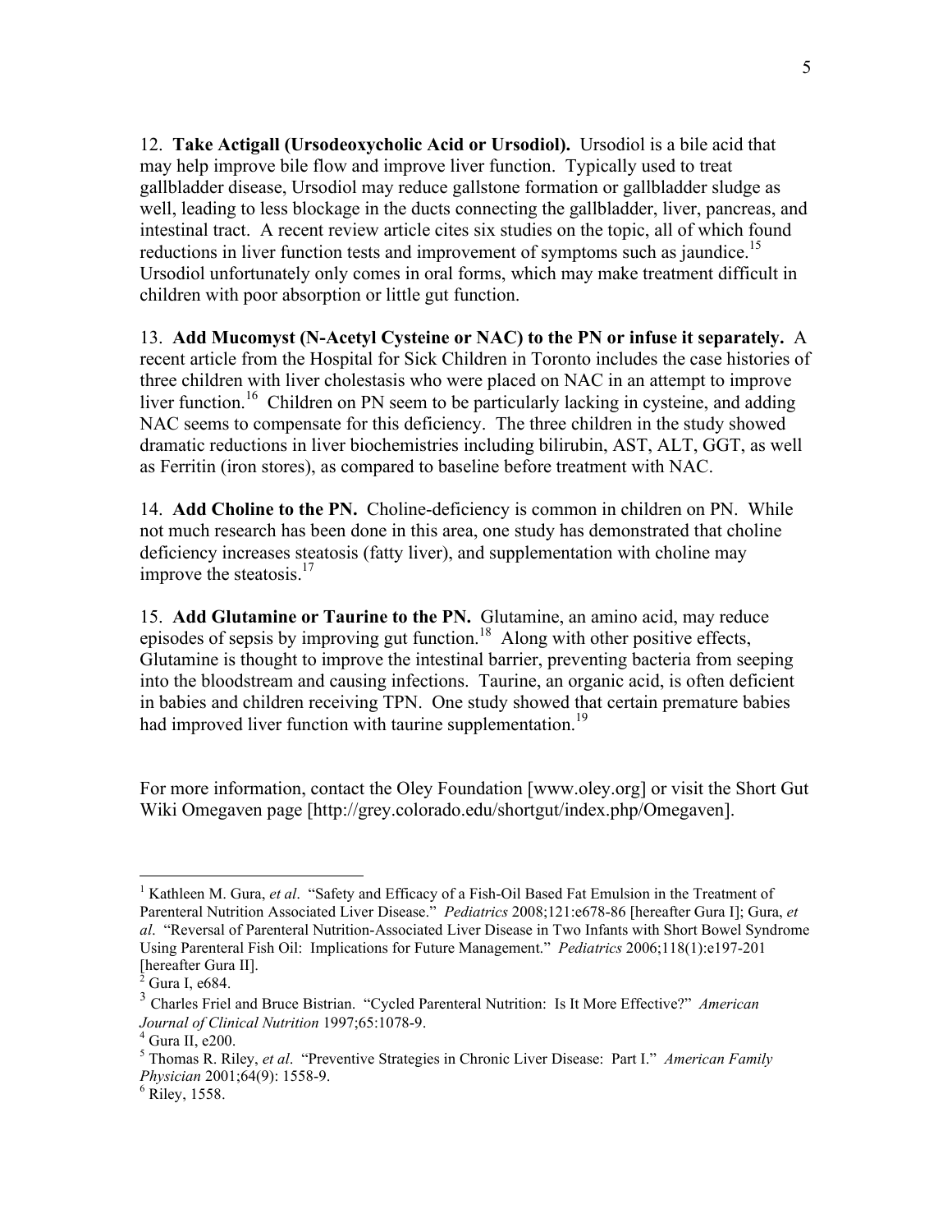12. **Take Actigall (Ursodeoxycholic Acid or Ursodiol).** Ursodiol is a bile acid that may help improve bile flow and improve liver function. Typically used to treat gallbladder disease, Ursodiol may reduce gallstone formation or gallbladder sludge as well, leading to less blockage in the ducts connecting the gallbladder, liver, pancreas, and intestinal tract. A recent review article cites six studies on the topic, all of which found reductions in liver function tests and improvement of symptoms such as jaundice.[15] Ursodiol unfortunately only comes in oral forms, which may make treatment difficult in children with poor absorption or little gut function.

13. **Add Mucomyst (N-Acetyl Cysteine or NAC) to the PN or infuse it separately.** A recent article from the Hospital for Sick Children in Toronto includes the case histories of three children with liver cholestasis who were placed on NAC in an attempt to improve liver function.[16] Children on PN seem to be particularly lacking in cysteine, and adding NAC seems to compensate for this deficiency. The three children in the study showed dramatic reductions in liver biochemistries including bilirubin, AST, ALT, GGT, as well as Ferritin (iron stores), as compared to baseline before treatment with NAC.

14. **Add Choline to the PN.** Choline-deficiency is common in children on PN. While not much research has been done in this area, one study has demonstrated that choline deficiency increases steatosis (fatty liver), and supplementation with choline may improve the steatosis.[17]

15. **Add Glutamine or Taurine to the PN.** Glutamine, an amino acid, may reduce episodes of sepsis by improving gut function.[18] Along with other positive effects, Glutamine is thought to improve the intestinal barrier, preventing bacteria from seeping into the bloodstream and causing infections. Taurine, an organic acid, is often deficient in babies and children receiving TPN. One study showed that certain premature babies had improved liver function with taurine supplementation.[19]

For more information, contact the Oley Foundation [www.oley.org] or visit the Short Gut Wiki Omegaven page [http://grey.colorado.edu/shortgut/index.php/Omegaven].

---

[1] Kathleen M. Gura, *et al*. "Safety and Efficacy of a Fish-Oil Based Fat Emulsion in the Treatment of Parenteral Nutrition Associated Liver Disease." *Pediatrics* 2008;121:e678-86 [hereafter Gura I]; Gura, *et al*. "Reversal of Parenteral Nutrition-Associated Liver Disease in Two Infants with Short Bowel Syndrome Using Parenteral Fish Oil: Implications for Future Management." *Pediatrics* 2006;118(1):e197-201 [hereafter Gura II].

[2] Gura I, e684.

[3] Charles Friel and Bruce Bistrian. "Cycled Parenteral Nutrition: Is It More Effective?" *American Journal of Clinical Nutrition* 1997;65:1078-9.

[4] Gura II, e200.

[5] Thomas R. Riley, *et al*. "Preventive Strategies in Chronic Liver Disease: Part I." *American Family Physician* 2001;64(9): 1558-9.

[6] Riley, 1558.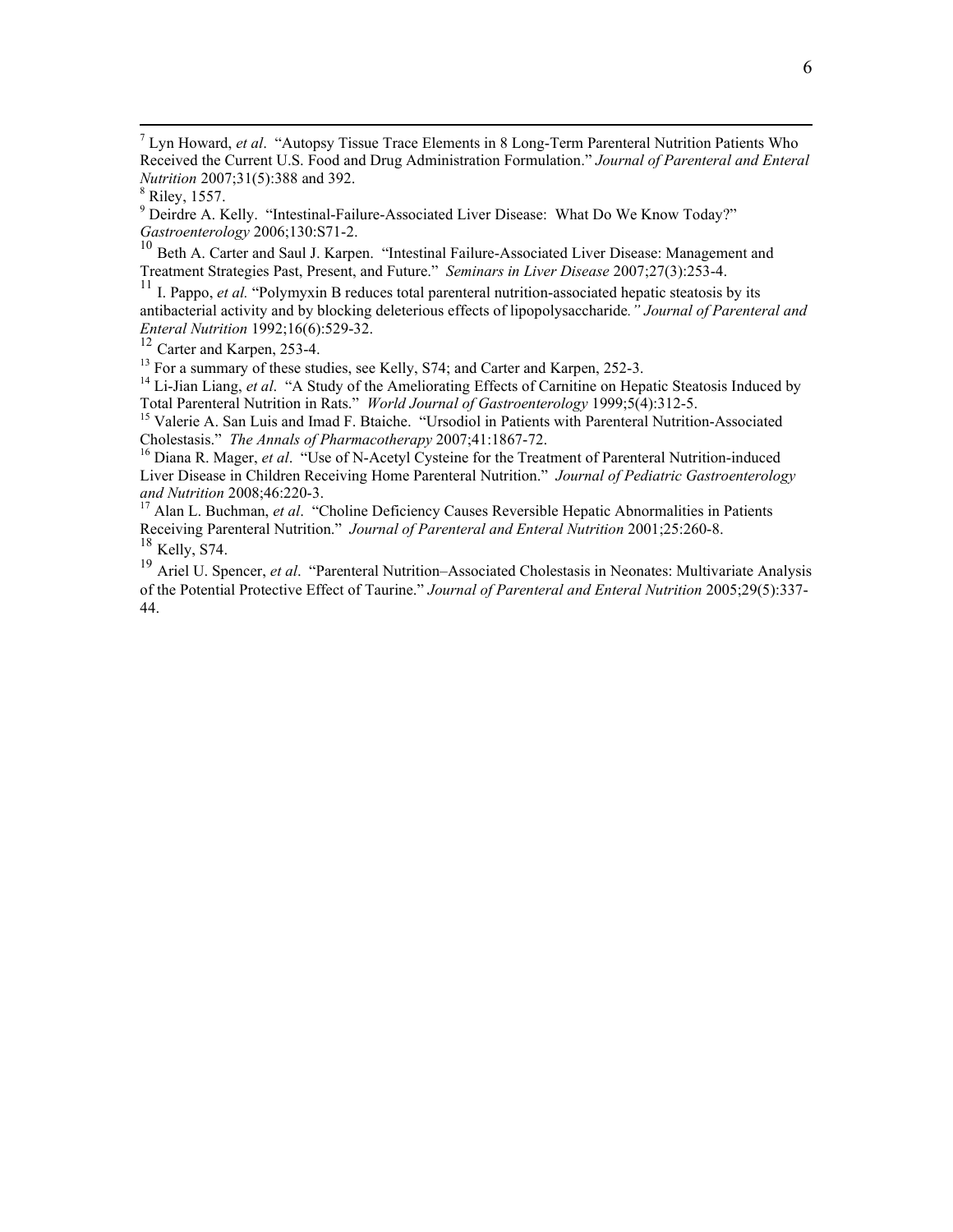[7] Lyn Howard, *et al*. "Autopsy Tissue Trace Elements in 8 Long-Term Parenteral Nutrition Patients Who Received the Current U.S. Food and Drug Administration Formulation." *Journal of Parenteral and Enteral Nutrition* 2007;31(5):388 and 392.

[8] Riley, 1557.

[9] Deirdre A. Kelly. "Intestinal-Failure-Associated Liver Disease: What Do We Know Today?" *Gastroenterology* 2006;130:S71-2.

[10] Beth A. Carter and Saul J. Karpen. "Intestinal Failure-Associated Liver Disease: Management and Treatment Strategies Past, Present, and Future." *Seminars in Liver Disease* 2007;27(3):253-4.

[11] I. Pappo, *et al.* "Polymyxin B reduces total parenteral nutrition-associated hepatic steatosis by its antibacterial activity and by blocking deleterious effects of lipopolysaccharide*." Journal of Parenteral and Enteral Nutrition* 1992;16(6):529-32.

[12] Carter and Karpen, 253-4.

[13] For a summary of these studies, see Kelly, S74; and Carter and Karpen, 252-3.

[14] Li-Jian Liang, *et al*. "A Study of the Ameliorating Effects of Carnitine on Hepatic Steatosis Induced by Total Parenteral Nutrition in Rats." *World Journal of Gastroenterology* 1999;5(4):312-5.

[15] Valerie A. San Luis and Imad F. Btaiche. "Ursodiol in Patients with Parenteral Nutrition-Associated Cholestasis." *The Annals of Pharmacotherapy* 2007;41:1867-72.

[16] Diana R. Mager, *et al*. "Use of N-Acetyl Cysteine for the Treatment of Parenteral Nutrition-induced Liver Disease in Children Receiving Home Parenteral Nutrition." *Journal of Pediatric Gastroenterology and Nutrition* 2008;46:220-3.

[17] Alan L. Buchman, *et al*. "Choline Deficiency Causes Reversible Hepatic Abnormalities in Patients Receiving Parenteral Nutrition." *Journal of Parenteral and Enteral Nutrition* 2001;25:260-8.

[18] Kelly, S74.

[19] Ariel U. Spencer, *et al*. "Parenteral Nutrition–Associated Cholestasis in Neonates: Multivariate Analysis of the Potential Protective Effect of Taurine." *Journal of Parenteral and Enteral Nutrition* 2005;29(5):337-44.